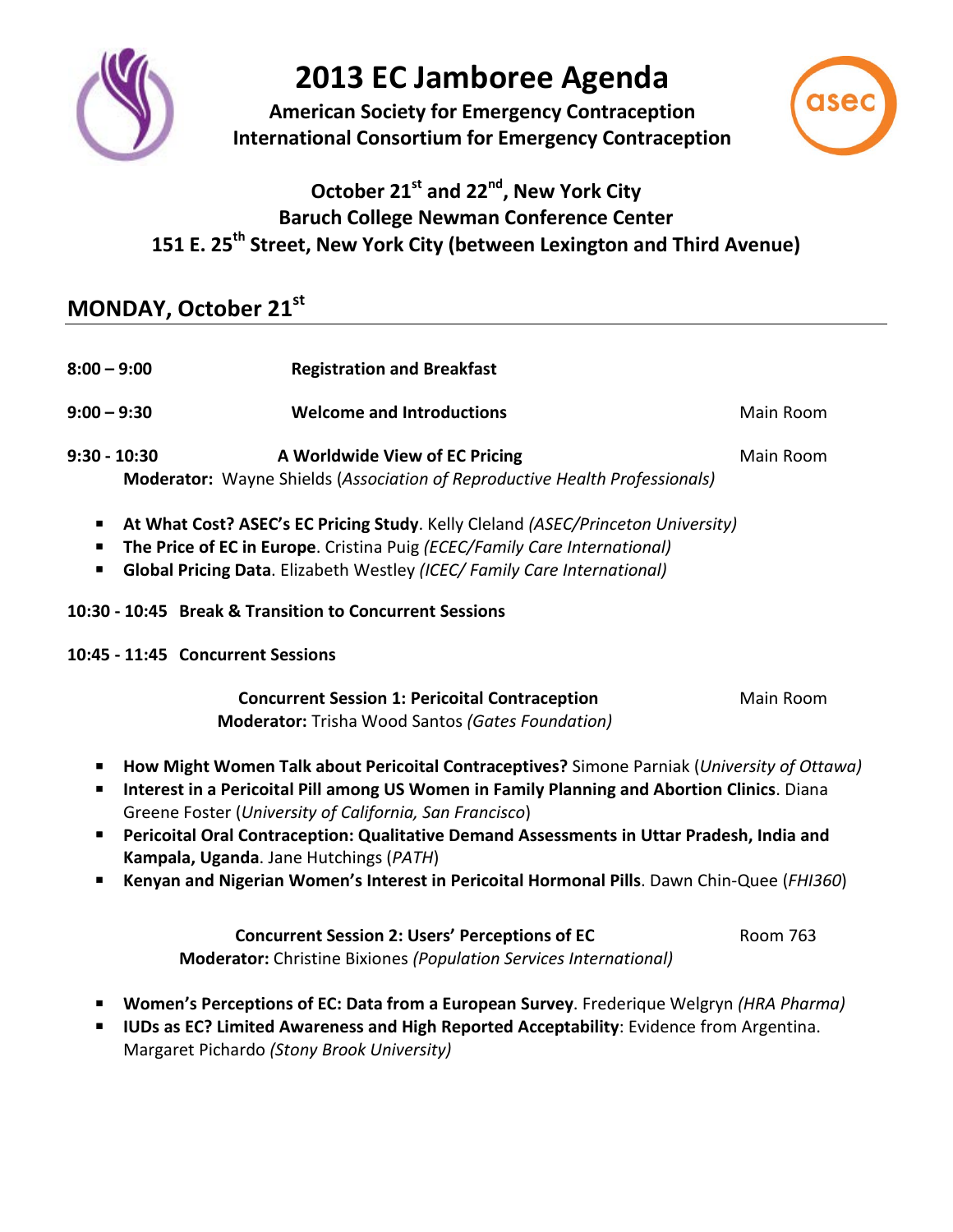# 2013 EC Jamboree Agenda

**American Society for Emergency Contraception**
**International Consortium for Emergency Contraception**

**October 21st and 22nd, New York City**
**Baruch College Newman Conference Center**
**151 E. 25th Street, New York City (between Lexington and Third Avenue)**

## MONDAY, October 21st

**8:00 – 9:00** **Registration and Breakfast**

**9:00 – 9:30** **Welcome and Introductions** Main Room

**9:30 - 10:30** **A Worldwide View of EC Pricing** Main Room
**Moderator:** Wayne Shields (*Association of Reproductive Health Professionals)*

- **At What Cost? ASEC's EC Pricing Study**. Kelly Cleland *(ASEC/Princeton University)*
- **The Price of EC in Europe**. Cristina Puig *(ECEC/Family Care International)*
- **Global Pricing Data**. Elizabeth Westley *(ICEC/ Family Care International)*

**10:30 - 10:45 Break & Transition to Concurrent Sessions**

**10:45 - 11:45 Concurrent Sessions**

**Concurrent Session 1: Pericoital Contraception** Main Room
**Moderator:** Trisha Wood Santos *(Gates Foundation)*

- **How Might Women Talk about Pericoital Contraceptives?** Simone Parniak (*University of Ottawa)*
- **Interest in a Pericoital Pill among US Women in Family Planning and Abortion Clinics**. Diana Greene Foster (*University of California, San Francisco*)
- **Pericoital Oral Contraception: Qualitative Demand Assessments in Uttar Pradesh, India and Kampala, Uganda**. Jane Hutchings (*PATH*)
- **Kenyan and Nigerian Women's Interest in Pericoital Hormonal Pills**. Dawn Chin-Quee (*FHI360*)

**Concurrent Session 2: Users' Perceptions of EC** Room 763
**Moderator:** Christine Bixiones *(Population Services International)*

- **Women's Perceptions of EC: Data from a European Survey**. Frederique Welgryn *(HRA Pharma)*
- **IUDs as EC? Limited Awareness and High Reported Acceptability**: Evidence from Argentina. Margaret Pichardo *(Stony Brook University)*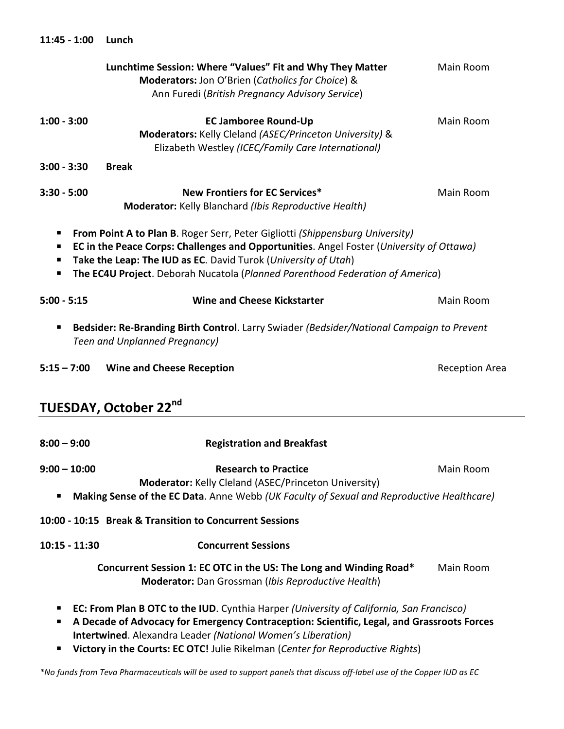**11:45 - 1:00** **Lunch**

**Lunchtime Session: Where "Values" Fit and Why They Matter** — Main Room
**Moderators:** Jon O'Brien (*Catholics for Choice*) & Ann Furedi (*British Pregnancy Advisory Service*)

**1:00 - 3:00** **EC Jamboree Round-Up** — Main Room
**Moderators:** Kelly Cleland *(ASEC/Princeton University)* & Elizabeth Westley *(ICEC/Family Care International)*

**3:00 - 3:30** **Break**

**3:30 - 5:00** **New Frontiers for EC Services*** — Main Room
**Moderator:** Kelly Blanchard *(Ibis Reproductive Health)*

- **From Point A to Plan B**. Roger Serr, Peter Gigliotti *(Shippensburg University)*
- **EC in the Peace Corps: Challenges and Opportunities**. Angel Foster (*University of Ottawa)*
- **Take the Leap: The IUD as EC**. David Turok (*University of Utah*)
- **The EC4U Project**. Deborah Nucatola (*Planned Parenthood Federation of America*)

**5:00 - 5:15** **Wine and Cheese Kickstarter** — Main Room

- **Bedsider: Re-Branding Birth Control**. Larry Swiader *(Bedsider/National Campaign to Prevent Teen and Unplanned Pregnancy)*

**5:15 – 7:00** **Wine and Cheese Reception** — Reception Area

## TUESDAY, October 22nd

**8:00 – 9:00** **Registration and Breakfast**

**9:00 – 10:00** **Research to Practice** — Main Room
**Moderator:** Kelly Cleland (ASEC/Princeton University)

- **Making Sense of the EC Data**. Anne Webb *(UK Faculty of Sexual and Reproductive Healthcare)*

**10:00 - 10:15** **Break & Transition to Concurrent Sessions**

**10:15 - 11:30** **Concurrent Sessions**

**Concurrent Session 1: EC OTC in the US: The Long and Winding Road*** — Main Room
**Moderator:** Dan Grossman (*Ibis Reproductive Health*)

- **EC: From Plan B OTC to the IUD**. Cynthia Harper *(University of California, San Francisco)*
- **A Decade of Advocacy for Emergency Contraception: Scientific, Legal, and Grassroots Forces Intertwined**. Alexandra Leader *(National Women's Liberation)*
- **Victory in the Courts: EC OTC!** Julie Rikelman (*Center for Reproductive Rights*)

*\*No funds from Teva Pharmaceuticals will be used to support panels that discuss off-label use of the Copper IUD as EC*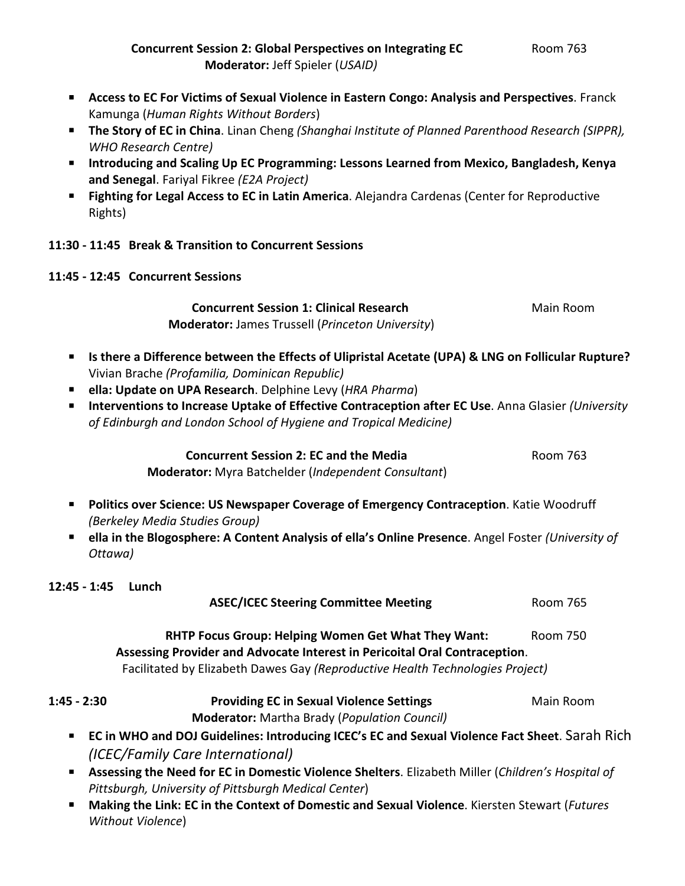**Concurrent Session 2: Global Perspectives on Integrating EC** Room 763
**Moderator:** Jeff Spieler (*USAID*)

- **Access to EC For Victims of Sexual Violence in Eastern Congo: Analysis and Perspectives**. Franck Kamunga (*Human Rights Without Borders*)
- **The Story of EC in China**. Linan Cheng *(Shanghai Institute of Planned Parenthood Research (SIPPR), WHO Research Centre)*
- **Introducing and Scaling Up EC Programming: Lessons Learned from Mexico, Bangladesh, Kenya and Senegal**. Fariyal Fikree *(E2A Project)*
- **Fighting for Legal Access to EC in Latin America**. Alejandra Cardenas (Center for Reproductive Rights)

**11:30 - 11:45 Break & Transition to Concurrent Sessions**

**11:45 - 12:45 Concurrent Sessions**

**Concurrent Session 1: Clinical Research** Main Room
**Moderator:** James Trussell (*Princeton University*)

- **Is there a Difference between the Effects of Ulipristal Acetate (UPA) & LNG on Follicular Rupture?** Vivian Brache *(Profamilia, Dominican Republic)*
- **ella: Update on UPA Research**. Delphine Levy (*HRA Pharma*)
- **Interventions to Increase Uptake of Effective Contraception after EC Use**. Anna Glasier *(University of Edinburgh and London School of Hygiene and Tropical Medicine)*

**Concurrent Session 2: EC and the Media** Room 763
**Moderator:** Myra Batchelder (*Independent Consultant*)

- **Politics over Science: US Newspaper Coverage of Emergency Contraception**. Katie Woodruff *(Berkeley Media Studies Group)*
- **ella in the Blogosphere: A Content Analysis of ella's Online Presence**. Angel Foster *(University of Ottawa)*

**12:45 - 1:45 Lunch**

**ASEC/ICEC Steering Committee Meeting** Room 765

**RHTP Focus Group: Helping Women Get What They Want: Assessing Provider and Advocate Interest in Pericoital Oral Contraception**. Room 750
Facilitated by Elizabeth Dawes Gay *(Reproductive Health Technologies Project)*

**1:45 - 2:30 Providing EC in Sexual Violence Settings** Main Room
**Moderator:** Martha Brady (*Population Council)*

- **EC in WHO and DOJ Guidelines: Introducing ICEC's EC and Sexual Violence Fact Sheet**. Sarah Rich *(ICEC/Family Care International)*
- **Assessing the Need for EC in Domestic Violence Shelters**. Elizabeth Miller (*Children's Hospital of Pittsburgh, University of Pittsburgh Medical Center*)
- **Making the Link: EC in the Context of Domestic and Sexual Violence**. Kiersten Stewart (*Futures Without Violence*)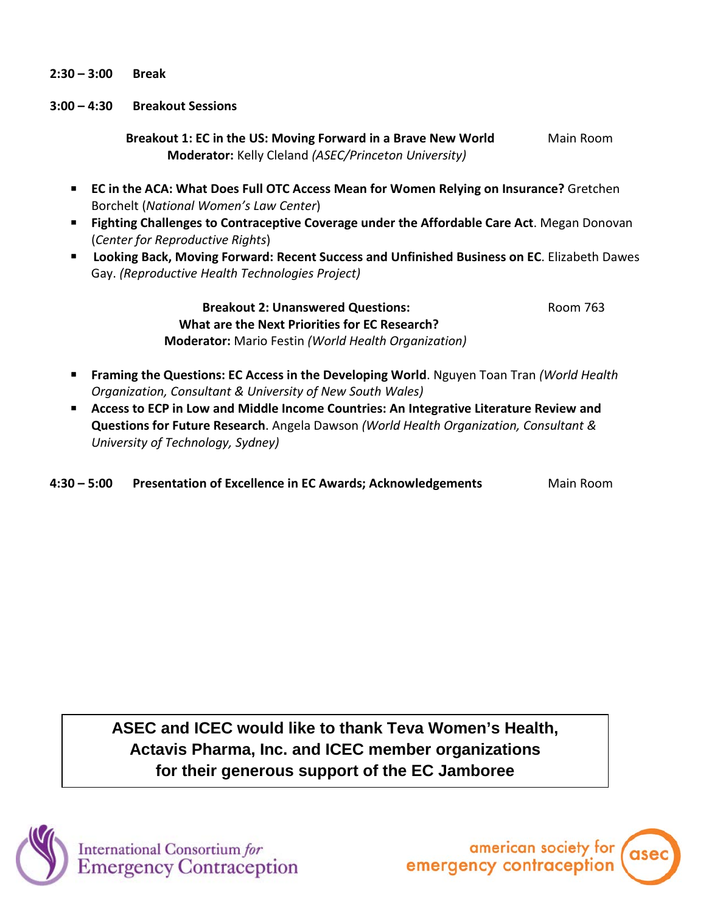**2:30 – 3:00** **Break**

**3:00 – 4:30** **Breakout Sessions**

**Breakout 1: EC in the US: Moving Forward in a Brave New World** Main Room
**Moderator:** Kelly Cleland *(ASEC/Princeton University)*

- **EC in the ACA: What Does Full OTC Access Mean for Women Relying on Insurance?** Gretchen Borchelt (*National Women's Law Center*)
- **Fighting Challenges to Contraceptive Coverage under the Affordable Care Act**. Megan Donovan (*Center for Reproductive Rights*)
- **Looking Back, Moving Forward: Recent Success and Unfinished Business on EC**. Elizabeth Dawes Gay. *(Reproductive Health Technologies Project)*

**Breakout 2: Unanswered Questions: What are the Next Priorities for EC Research?** Room 763
**Moderator:** Mario Festin *(World Health Organization)*

- **Framing the Questions: EC Access in the Developing World**. Nguyen Toan Tran *(World Health Organization, Consultant & University of New South Wales)*
- **Access to ECP in Low and Middle Income Countries: An Integrative Literature Review and Questions for Future Research**. Angela Dawson *(World Health Organization, Consultant & University of Technology, Sydney)*

**4:30 – 5:00** **Presentation of Excellence in EC Awards; Acknowledgements** Main Room

**ASEC and ICEC would like to thank Teva Women's Health, Actavis Pharma, Inc. and ICEC member organizations for their generous support of the EC Jamboree**

International Consortium *for* Emergency Contraception

american society for emergency contraception asec